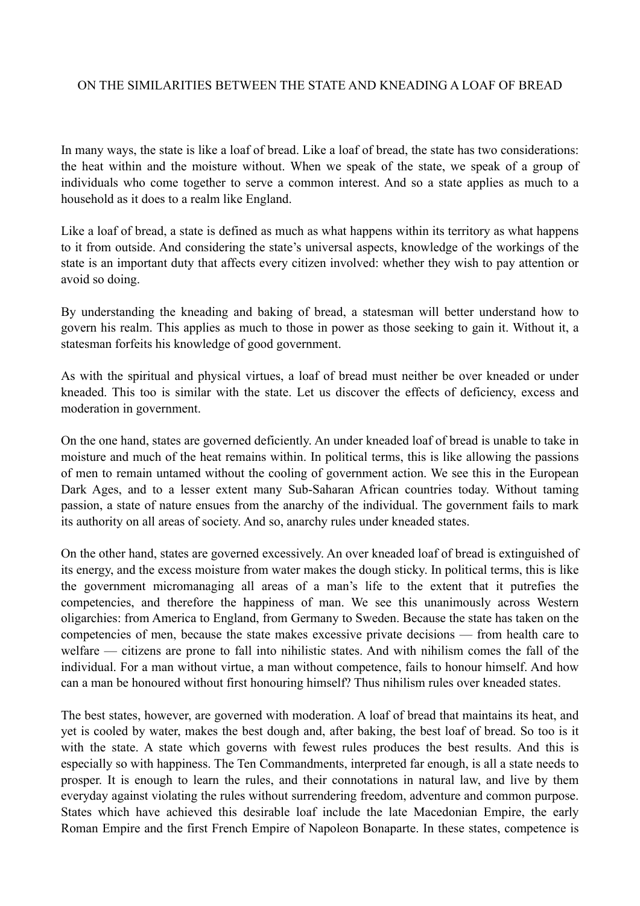# ON THE SIMILARITIES BETWEEN THE STATE AND KNEADING A LOAF OF BREAD

In many ways, the state is like a loaf of bread. Like a loaf of bread, the state has two considerations: the heat within and the moisture without. When we speak of the state, we speak of a group of individuals who come together to serve a common interest. And so a state applies as much to a household as it does to a realm like England.

Like a loaf of bread, a state is defined as much as what happens within its territory as what happens to it from outside. And considering the state's universal aspects, knowledge of the workings of the state is an important duty that affects every citizen involved: whether they wish to pay attention or avoid so doing.

By understanding the kneading and baking of bread, a statesman will better understand how to govern his realm. This applies as much to those in power as those seeking to gain it. Without it, a statesman forfeits his knowledge of good government.

As with the spiritual and physical virtues, a loaf of bread must neither be over kneaded or under kneaded. This too is similar with the state. Let us discover the effects of deficiency, excess and moderation in government.

On the one hand, states are governed deficiently. An under kneaded loaf of bread is unable to take in moisture and much of the heat remains within. In political terms, this is like allowing the passions of men to remain untamed without the cooling of government action. We see this in the European Dark Ages, and to a lesser extent many Sub-Saharan African countries today. Without taming passion, a state of nature ensues from the anarchy of the individual. The government fails to mark its authority on all areas of society. And so, anarchy rules under kneaded states.

On the other hand, states are governed excessively. An over kneaded loaf of bread is extinguished of its energy, and the excess moisture from water makes the dough sticky. In political terms, this is like the government micromanaging all areas of a man's life to the extent that it putrefies the competencies, and therefore the happiness of man. We see this unanimously across Western oligarchies: from America to England, from Germany to Sweden. Because the state has taken on the competencies of men, because the state makes excessive private decisions — from health care to welfare — citizens are prone to fall into nihilistic states. And with nihilism comes the fall of the individual. For a man without virtue, a man without competence, fails to honour himself. And how can a man be honoured without first honouring himself? Thus nihilism rules over kneaded states.

The best states, however, are governed with moderation. A loaf of bread that maintains its heat, and yet is cooled by water, makes the best dough and, after baking, the best loaf of bread. So too is it with the state. A state which governs with fewest rules produces the best results. And this is especially so with happiness. The Ten Commandments, interpreted far enough, is all a state needs to prosper. It is enough to learn the rules, and their connotations in natural law, and live by them everyday against violating the rules without surrendering freedom, adventure and common purpose. States which have achieved this desirable loaf include the late Macedonian Empire, the early Roman Empire and the first French Empire of Napoleon Bonaparte. In these states, competence is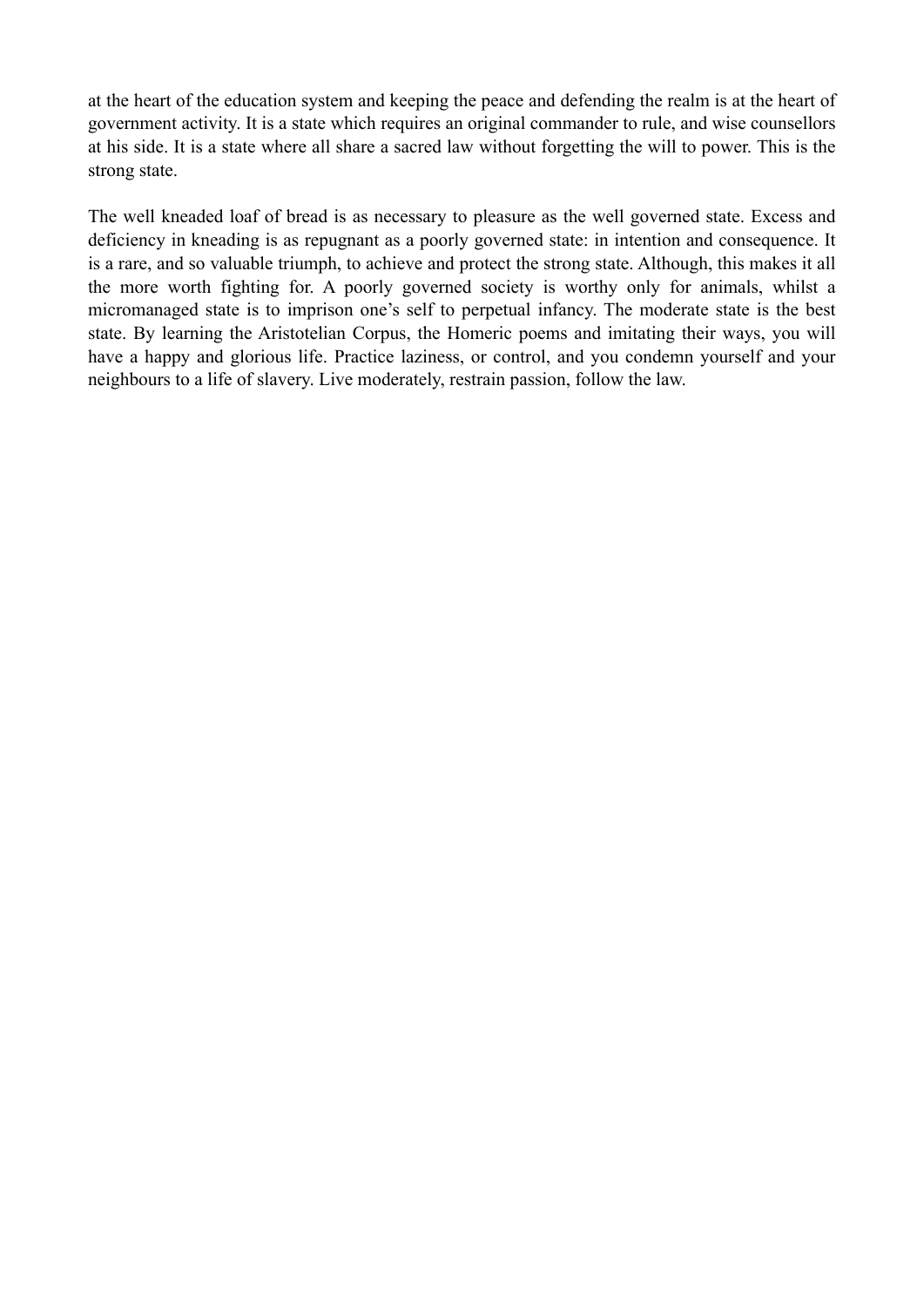at the heart of the education system and keeping the peace and defending the realm is at the heart of government activity. It is a state which requires an original commander to rule, and wise counsellors at his side. It is a state where all share a sacred law without forgetting the will to power. This is the strong state.

The well kneaded loaf of bread is as necessary to pleasure as the well governed state. Excess and deficiency in kneading is as repugnant as a poorly governed state: in intention and consequence. It is a rare, and so valuable triumph, to achieve and protect the strong state. Although, this makes it all the more worth fighting for. A poorly governed society is worthy only for animals, whilst a micromanaged state is to imprison one's self to perpetual infancy. The moderate state is the best state. By learning the Aristotelian Corpus, the Homeric poems and imitating their ways, you will have a happy and glorious life. Practice laziness, or control, and you condemn yourself and your neighbours to a life of slavery. Live moderately, restrain passion, follow the law.